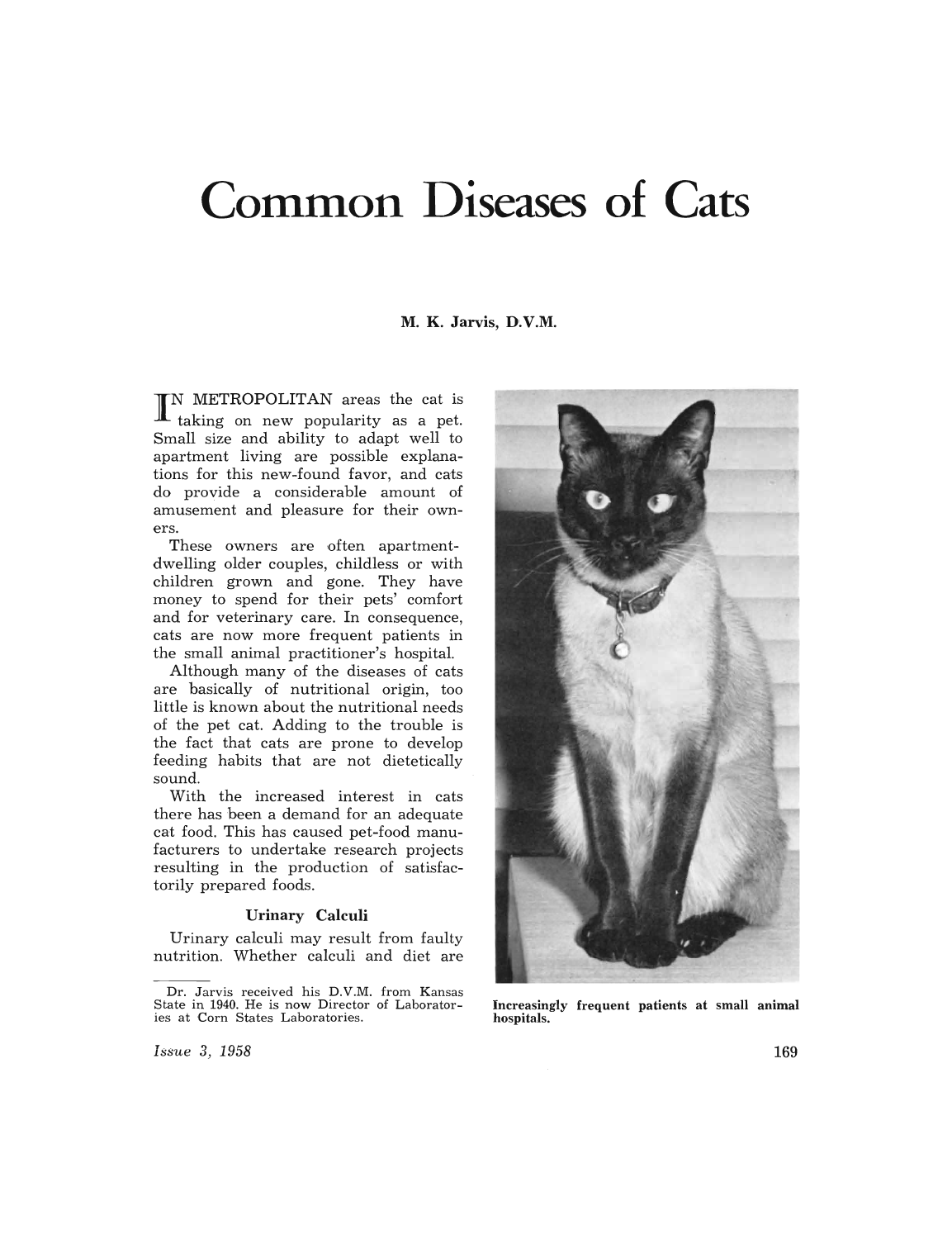# Common Diseases of Cats

**M. K. Jarvis, D.V.M.**

IN METROPOLITAN areas the cat is taking on new popularity as a pet. Small size and ability to adapt well to apartment living are possible explanations for this new-found favor, and cats do provide a considerable amount of amusement and pleasure for their owners.

These owners are often apartment-dwelling older couples, childless or with children grown and gone. They have money to spend for their pets' comfort and for veterinary care. In consequence, cats are now more frequent patients in the small animal practitioner's hospital.

Although many of the diseases of cats are basically of nutritional origin, too little is known about the nutritional needs of the pet cat. Adding to the trouble is the fact that cats are prone to develop feeding habits that are not dietetically sound.

With the increased interest in cats there has been a demand for an adequate cat food. This has caused pet-food manufacturers to undertake research projects resulting in the production of satisfactorily prepared foods.

### Urinary Calculi

Urinary calculi may result from faulty nutrition. Whether calculi and diet are

**Increasingly frequent patients at small animal hospitals.**

Dr. Jarvis received his D.V.M. from Kansas State in 1940. He is now Director of Laboratories at Corn States Laboratories.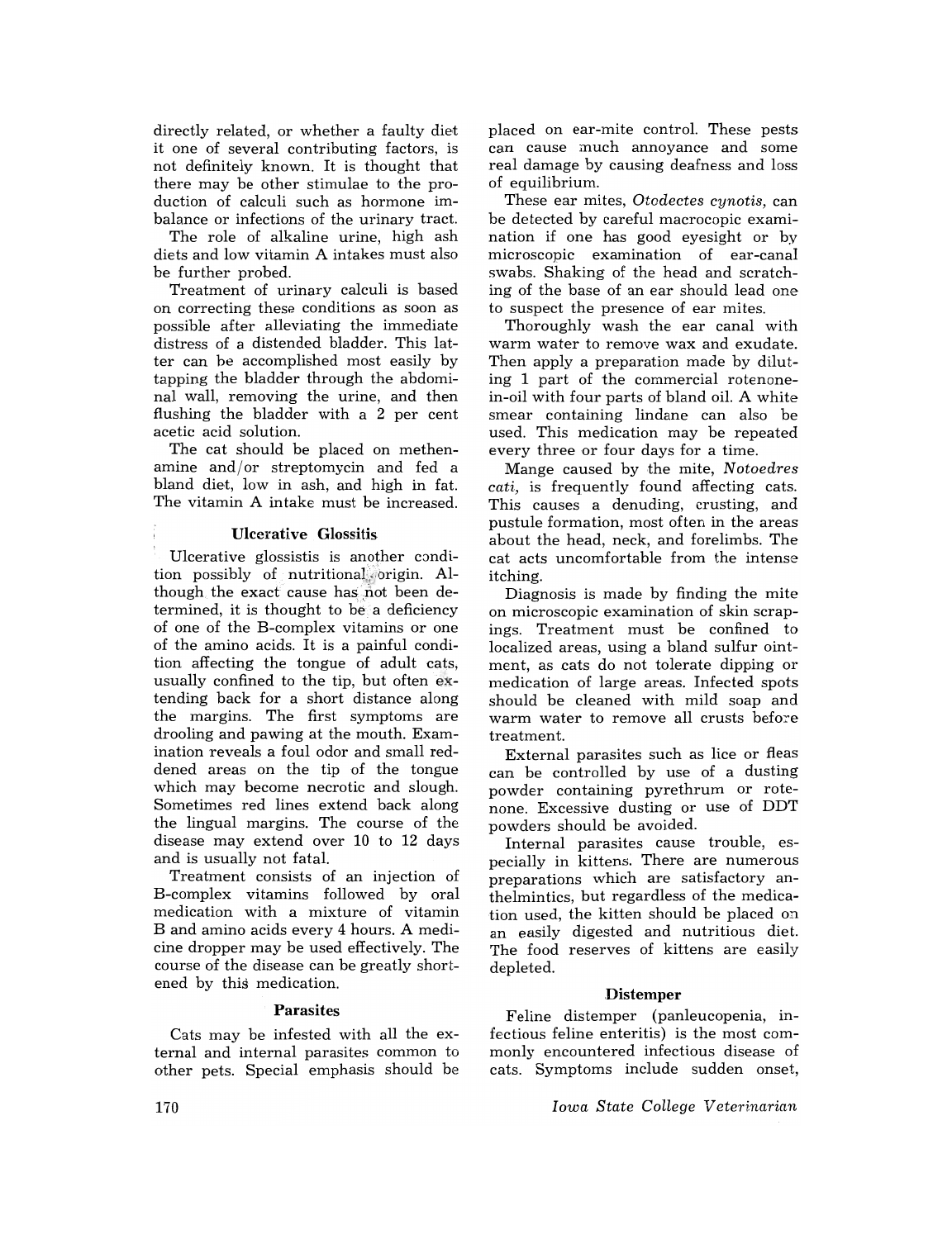directly related, or whether a faulty diet it one of several contributing factors, is not definitely known. It is thought that there may be other stimulae to the production of calculi such as hormone imbalance or infections of the urinary tract.

The role of alkaline urine, high ash diets and low vitamin A intakes must also be further probed.

Treatment of urinary calculi is based on correcting these conditions as soon as possible after alleviating the immediate distress of a distended bladder. This latter can be accomplished most easily by tapping the bladder through the abdominal wall, removing the urine, and then flushing the bladder with a 2 per cent acetic acid solution.

The cat should be placed on methenamine and/or streptomycin and fed a bland diet, low in ash, and high in fat. The vitamin A intake must be increased.

### Ulcerative Glossitis

Ulcerative glossistis is another condition possibly of nutritional origin. Although the exact cause has not been determined, it is thought to be a deficiency of one of the B-complex vitamins or one of the amino acids. It is a painful condition affecting the tongue of adult cats, usually confined to the tip, but often extending back for a short distance along the margins. The first symptoms are drooling and pawing at the mouth. Examination reveals a foul odor and small reddened areas on the tip of the tongue which may become necrotic and slough. Sometimes red lines extend back along the lingual margins. The course of the disease may extend over 10 to 12 days and is usually not fatal.

Treatment consists of an injection of B-complex vitamins followed by oral medication with a mixture of vitamin B and amino acids every 4 hours. A medicine dropper may be used effectively. The course of the disease can be greatly shortened by this medication.

### Parasites

Cats may be infested with all the external and internal parasites common to other pets. Special emphasis should be placed on ear-mite control. These pests can cause much annoyance and some real damage by causing deafness and loss of equilibrium.

These ear mites, *Otodectes cynotis*, can be detected by careful macrocopic examination if one has good eyesight or by microscopic examination of ear-canal swabs. Shaking of the head and scratching of the base of an ear should lead one to suspect the presence of ear mites.

Thoroughly wash the ear canal with warm water to remove wax and exudate. Then apply a preparation made by diluting 1 part of the commercial rotenone-in-oil with four parts of bland oil. A white smear containing lindane can also be used. This medication may be repeated every three or four days for a time.

Mange caused by the mite, *Notoedres cati*, is frequently found affecting cats. This causes a denuding, crusting, and pustule formation, most often in the areas about the head, neck, and forelimbs. The cat acts uncomfortable from the intense itching.

Diagnosis is made by finding the mite on microscopic examination of skin scrapings. Treatment must be confined to localized areas, using a bland sulfur ointment, as cats do not tolerate dipping or medication of large areas. Infected spots should be cleaned with mild soap and warm water to remove all crusts before treatment.

External parasites such as lice or fleas can be controlled by use of a dusting powder containing pyrethrum or rotenone. Excessive dusting or use of DDT powders should be avoided.

Internal parasites cause trouble, especially in kittens. There are numerous preparations which are satisfactory anthelmintics, but regardless of the medication used, the kitten should be placed on an easily digested and nutritious diet. The food reserves of kittens are easily depleted.

### Distemper

Feline distemper (panleucopenia, infectious feline enteritis) is the most commonly encountered infectious disease of cats. Symptoms include sudden onset,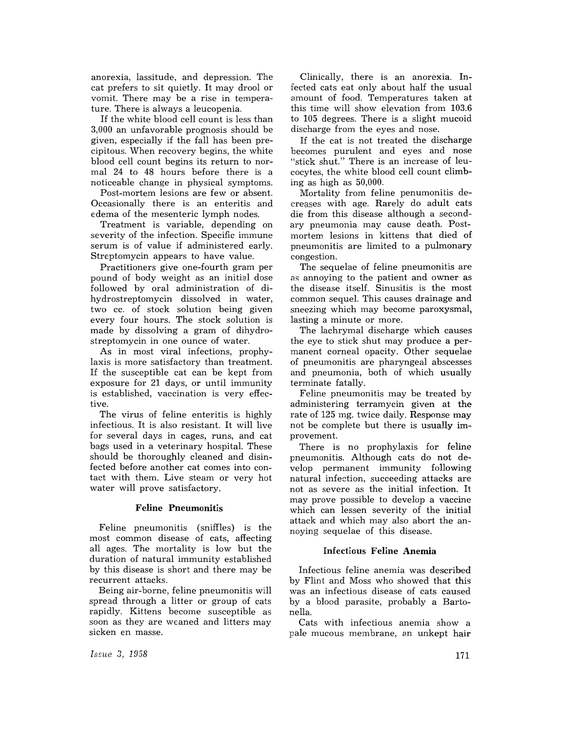anorexia, lassitude, and depression. The cat prefers to sit quietly. It may drool or vomit. There may be a rise in temperature. There is always a leucopenia.

If the white blood cell count is less than 3,000 an unfavorable prognosis should be given, especially if the fall has been precipitous. When recovery begins, the white blood cell count begins its return to normal 24 to 48 hours before there is a noticeable change in physical symptoms.

Post-mortem lesions are few or absent. Occasionally there is an enteritis and edema of the mesenteric lymph nodes.

Treatment is variable, depending on severity of the infection. Specific immune serum is of value if administered early. Streptomycin appears to have value.

Practitioners give one-fourth gram per pound of body weight as an initial dose followed by oral administration of dihydrostreptomycin dissolved in water, two cc. of stock solution being given every four hours. The stock solution is made by dissolving a gram of dihydrostreptomycin in one ounce of water.

As in most viral infections, prophylaxis is more satisfactory than treatment. If the susceptible cat can be kept from exposure for 21 days, or until immunity is established, vaccination is very effective.

The virus of feline enteritis is highly infectious. It is also resistant. It will live for several days in cages, runs, and cat bags used in a veterinary hospital. These should be thoroughly cleaned and disinfected before another cat comes into contact with them. Live steam or very hot water will prove satisfactory.

### Feline Pneumonitis

Feline pneumonitis (sniffles) is the most common disease of cats, affecting all ages. The mortality is low but the duration of natural immunity established by this disease is short and there may be recurrent attacks.

Being air-borne, feline pneumonitis will spread through a litter or group of cats rapidly. Kittens become susceptible as soon as they are weaned and litters may sicken en masse.

Clinically, there is an anorexia. Infected cats eat only about half the usual amount of food. Temperatures taken at this time will show elevation from 103.6 to 105 degrees. There is a slight mucoid discharge from the eyes and nose.

If the cat is not treated the discharge becomes purulent and eyes and nose "stick shut." There is an increase of leucocytes, the white blood cell count climbing as high as 50,000.

Mortality from feline penumonitis decreases with age. Rarely do adult cats die from this disease although a secondary pneumonia may cause death. Postmortem lesions in kittens that died of pneumonitis are limited to a pulmonary congestion.

The sequelae of feline pneumonitis are as annoying to the patient and owner as the disease itself. Sinusitis is the most common sequel. This causes drainage and sneezing which may become paroxysmal, lasting a minute or more.

The lachrymal discharge which causes the eye to stick shut may produce a permanent corneal opacity. Other sequelae of pneumonitis are pharyngeal abscesses and pneumonia, both of which usually terminate fatally.

Feline pneumonitis may be treated by administering terramycin given at the rate of 125 mg. twice daily. Response may not be complete but there is usually improvement.

There is no prophylaxis for feline pneumonitis. Although cats do not develop permanent immunity following natural infection, succeeding attacks are not as severe as the initial infection. It may prove possible to develop a vaccine which can lessen severity of the initial attack and which may also abort the annoying sequelae of this disease.

### Infectious Feline Anemia

Infectious feline anemia was described by Flint and Moss who showed that this was an infectious disease of cats caused by a blood parasite, probably a Bartonella.

Cats with infectious anemia show a pale mucous membrane, an unkept hair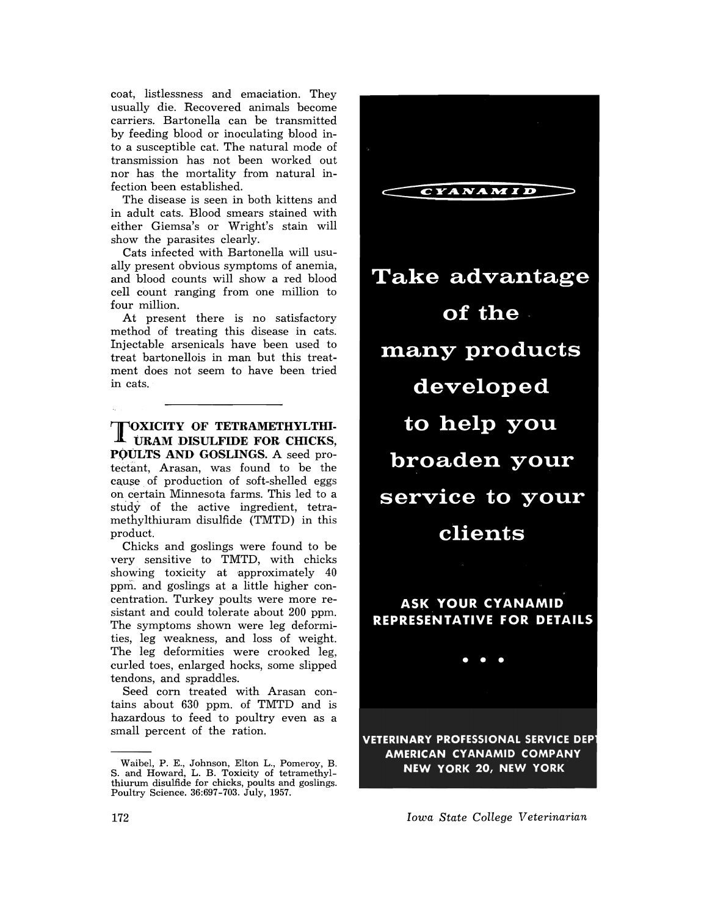coat, listlessness and emaciation. They usually die. Recovered animals become carriers. Bartonella can be transmitted by feeding blood or inoculating blood into a susceptible cat. The natural mode of transmission has not been worked out nor has the mortality from natural infection been established.

The disease is seen in both kittens and in adult cats. Blood smears stained with either Giemsa's or Wright's stain will show the parasites clearly.

Cats infected with Bartonella will usually present obvious symptoms of anemia, and blood counts will show a red blood cell count ranging from one million to four million.

At present there is no satisfactory method of treating this disease in cats. Injectable arsenicals have been used to treat bartonellois in man but this treatment does not seem to have been tried in cats.

---

**TOXICITY OF TETRAMETHYLTHIURAM DISULFIDE FOR CHICKS, POULTS AND GOSLINGS.** A seed protectant, Arasan, was found to be the cause of production of soft-shelled eggs on certain Minnesota farms. This led to a study of the active ingredient, tetramethylthiuram disulfide (TMTD) in this product.

Chicks and goslings were found to be very sensitive to TMTD, with chicks showing toxicity at approximately 40 ppm. and goslings at a little higher concentration. Turkey poults were more resistant and could tolerate about 200 ppm. The symptoms shown were leg deformities, leg weakness, and loss of weight. The leg deformities were crooked leg, curled toes, enlarged hocks, some slipped tendons, and spraddles.

Seed corn treated with Arasan contains about 630 ppm. of TMTD and is hazardous to feed to poultry even as a small percent of the ration.

---

Waibel, P. E., Johnson, Elton L., Pomeroy, B. S. and Howard, L. B. Toxicity of tetramethylthiurum disulfide for chicks, poults and goslings. Poultry Science. 36:697-703. July, 1957.

CYANAMID

# Take advantage of the many products developed to help you broaden your service to your clients

**ASK YOUR CYANAMID REPRESENTATIVE FOR DETAILS**

• • •

**VETERINARY PROFESSIONAL SERVICE DEPT**
**AMERICAN CYANAMID COMPANY**
**NEW YORK 20, NEW YORK**